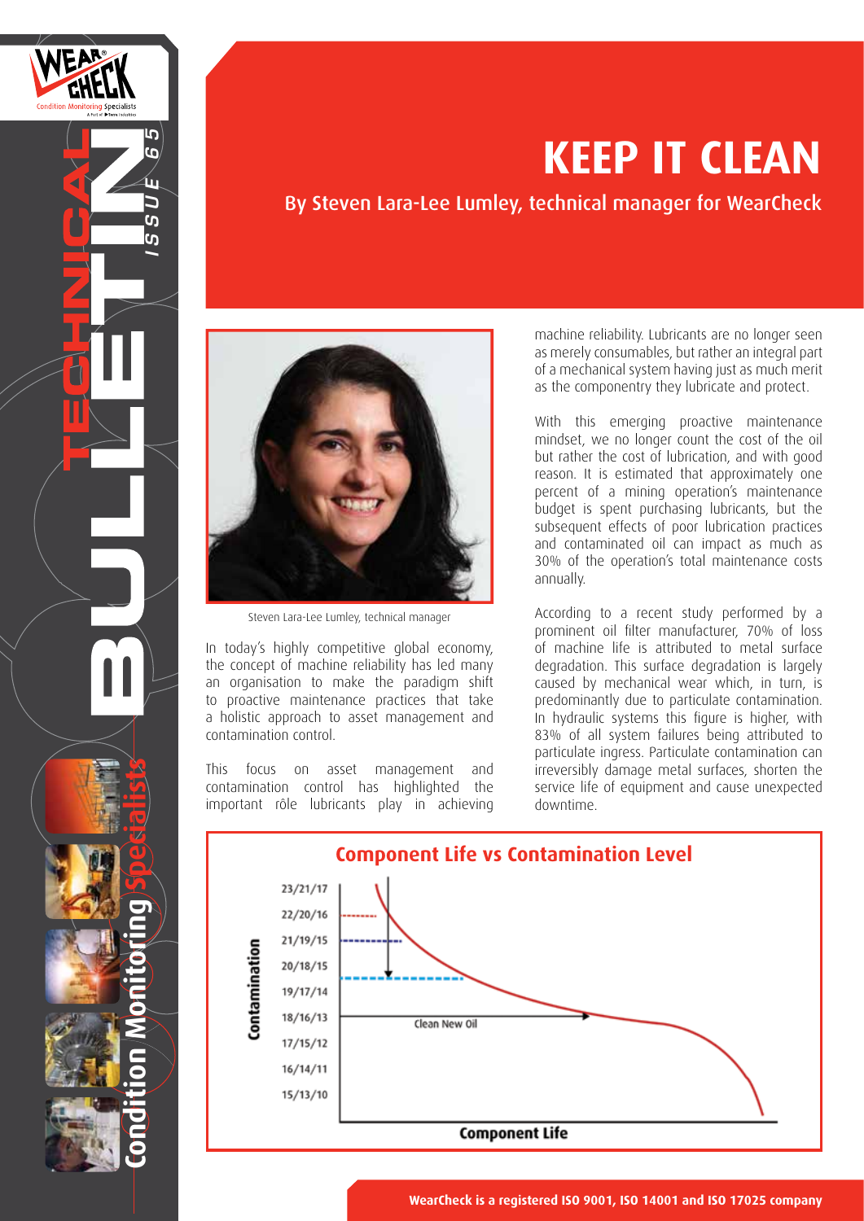# KEEP IT CLEAN

By Steven Lara-Lee Lumley, technical manager for WearCheck

Steven Lara-Lee Lumley, technical manager

In today's highly competitive global economy, the concept of machine reliability has led many an organisation to make the paradigm shift to proactive maintenance practices that take a holistic approach to asset management and contamination control.

This focus on asset management and contamination control has highlighted the important rôle lubricants play in achieving machine reliability. Lubricants are no longer seen as merely consumables, but rather an integral part of a mechanical system having just as much merit as the componentry they lubricate and protect.

With this emerging proactive maintenance mindset, we no longer count the cost of the oil but rather the cost of lubrication, and with good reason. It is estimated that approximately one percent of a mining operation's maintenance budget is spent purchasing lubricants, but the subsequent effects of poor lubrication practices and contaminated oil can impact as much as 30% of the operation's total maintenance costs annually.

According to a recent study performed by a prominent oil filter manufacturer, 70% of loss of machine life is attributed to metal surface degradation. This surface degradation is largely caused by mechanical wear which, in turn, is predominantly due to particulate contamination. In hydraulic systems this figure is higher, with 83% of all system failures being attributed to particulate ingress. Particulate contamination can irreversibly damage metal surfaces, shorten the service life of equipment and cause unexpected downtime.

**Component Life vs Contamination Level**

Contamination: 23/21/17, 22/20/16, 21/19/15, 20/18/15, 19/17/14, 18/16/13, 17/15/12, 16/14/11, 15/13/10

Clean New Oil

Component Life

WearCheck is a registered ISO 9001, ISO 14001 and ISO 17025 company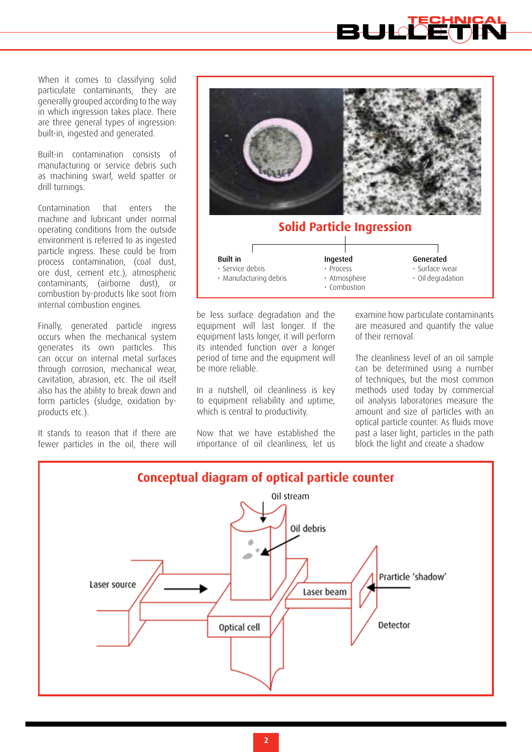When it comes to classifying solid particulate contaminants, they are generally grouped according to the way in which ingression takes place. There are three general types of ingression: built-in, ingested and generated.

Built-in contamination consists of manufacturing or service debris such as machining swarf, weld spatter or drill turnings.

Contamination that enters the machine and lubricant under normal operating conditions from the outside environment is referred to as ingested particle ingress. These could be from process contamination, (coal dust, ore dust, cement etc.), atmospheric contaminants, (airborne dust), or combustion by-products like soot from internal combustion engines.

Finally, generated particle ingress occurs when the mechanical system generates its own particles. This can occur on internal metal surfaces through corrosion, mechanical wear, cavitation, abrasion, etc. The oil itself also has the ability to break down and form particles (sludge, oxidation by-products etc.).

It stands to reason that if there are fewer particles in the oil, there will be less surface degradation and the equipment will last longer. If the equipment lasts longer, it will perform its intended function over a longer period of time and the equipment will be more reliable.

In a nutshell, oil cleanliness is key to equipment reliability and uptime, which is central to productivity.

Now that we have established the importance of oil cleanliness, let us examine how particulate contaminants are measured and quantify the value of their removal.

The cleanliness level of an oil sample can be determined using a number of techniques, but the most common methods used today by commercial oil analysis laboratories measure the amount and size of particles with an optical particle counter. As fluids move past a laser light, particles in the path block the light and create a shadow

**Solid Particle Ingression**

**Built in**
- Service debris
- Manufacturing debris

**Ingested**
- Process
- Atmosphere
- Combustion

**Generated**
- Surface wear
- Oil degradation

**Conceptual diagram of optical particle counter**

Oil stream, Oil debris, Laser source, Laser beam, Optical cell, Practicle 'shadow', Detector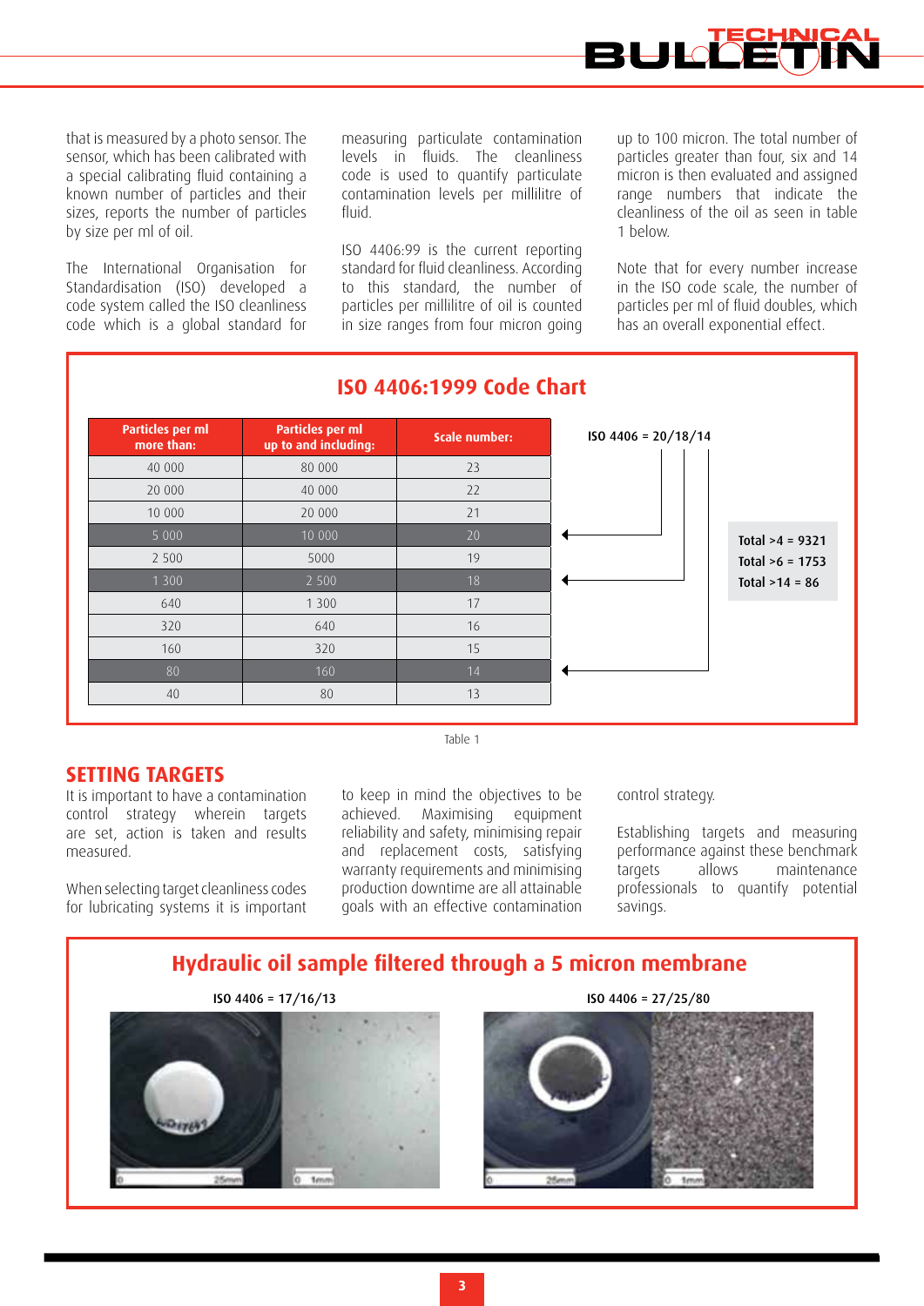that is measured by a photo sensor. The sensor, which has been calibrated with a special calibrating fluid containing a known number of particles and their sizes, reports the number of particles by size per ml of oil.

The International Organisation for Standardisation (ISO) developed a code system called the ISO cleanliness code which is a global standard for measuring particulate contamination levels in fluids. The cleanliness code is used to quantify particulate contamination levels per millilitre of fluid.

ISO 4406:99 is the current reporting standard for fluid cleanliness. According to this standard, the number of particles per millilitre of oil is counted in size ranges from four micron going up to 100 micron. The total number of particles greater than four, six and 14 micron is then evaluated and assigned range numbers that indicate the cleanliness of the oil as seen in table 1 below.

Note that for every number increase in the ISO code scale, the number of particles per ml of fluid doubles, which has an overall exponential effect.

## ISO 4406:1999 Code Chart

| Particles per ml more than: | Particles per ml up to and including: | Scale number: |
|---|---|---|
| 40 000 | 80 000 | 23 |
| 20 000 | 40 000 | 22 |
| 10 000 | 20 000 | 21 |
| 5 000 | 10 000 | 20 |
| 2 500 | 5000 | 19 |
| 1 300 | 2 500 | 18 |
| 640 | 1 300 | 17 |
| 320 | 640 | 16 |
| 160 | 320 | 15 |
| 80 | 160 | 14 |
| 40 | 80 | 13 |

ISO 4406 = 20/18/14

Total >4 = 9321
Total >6 = 1753
Total >14 = 86

Table 1

## SETTING TARGETS

It is important to have a contamination control strategy wherein targets are set, action is taken and results measured.

When selecting target cleanliness codes for lubricating systems it is important to keep in mind the objectives to be achieved. Maximising equipment reliability and safety, minimising repair and replacement costs, satisfying warranty requirements and minimising production downtime are all attainable goals with an effective contamination control strategy.

Establishing targets and measuring performance against these benchmark targets allows maintenance professionals to quantify potential savings.

## Hydraulic oil sample filtered through a 5 micron membrane

ISO 4406 = 17/16/13

ISO 4406 = 27/25/80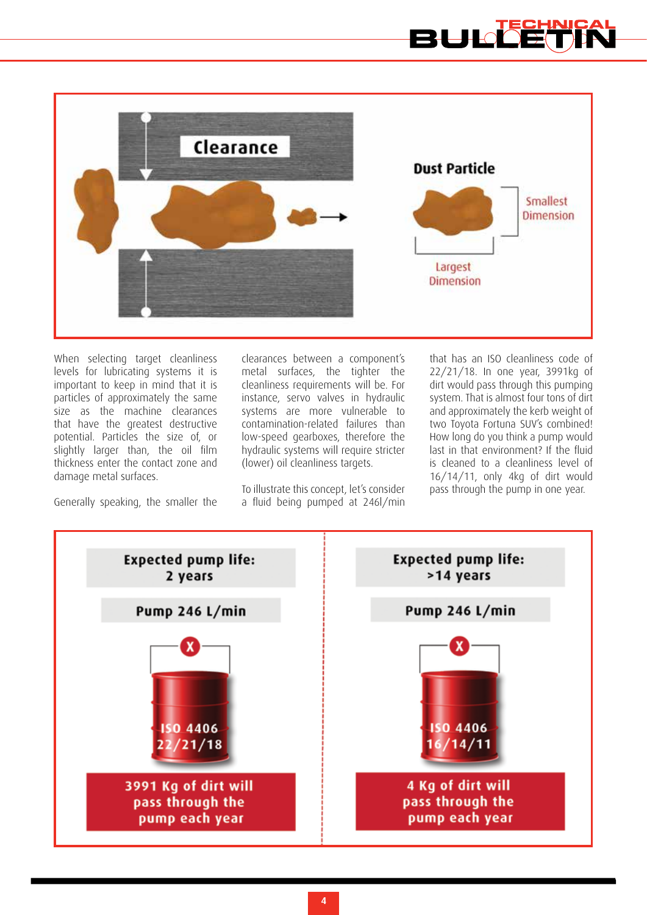Clearance

Dust Particle

Smallest Dimension

Largest Dimension

When selecting target cleanliness levels for lubricating systems it is important to keep in mind that it is particles of approximately the same size as the machine clearances that have the greatest destructive potential. Particles the size of, or slightly larger than, the oil film thickness enter the contact zone and damage metal surfaces.

Generally speaking, the smaller the clearances between a component's metal surfaces, the tighter the cleanliness requirements will be. For instance, servo valves in hydraulic systems are more vulnerable to contamination-related failures than low-speed gearboxes, therefore the hydraulic systems will require stricter (lower) oil cleanliness targets.

To illustrate this concept, let's consider a fluid being pumped at 246l/min that has an ISO cleanliness code of 22/21/18. In one year, 3991kg of dirt would pass through this pumping system. That is almost four tons of dirt and approximately the kerb weight of two Toyota Fortuna SUV's combined! How long do you think a pump would last in that environment? If the fluid is cleaned to a cleanliness level of 16/14/11, only 4kg of dirt would pass through the pump in one year.

| Expected pump life: 2 years | Expected pump life: >14 years |
|---|---|
| Pump 246 L/min | Pump 246 L/min |
| ISO 4406 22/21/18 | ISO 4406 16/14/11 |
| 3991 Kg of dirt will pass through the pump each year | 4 Kg of dirt will pass through the pump each year |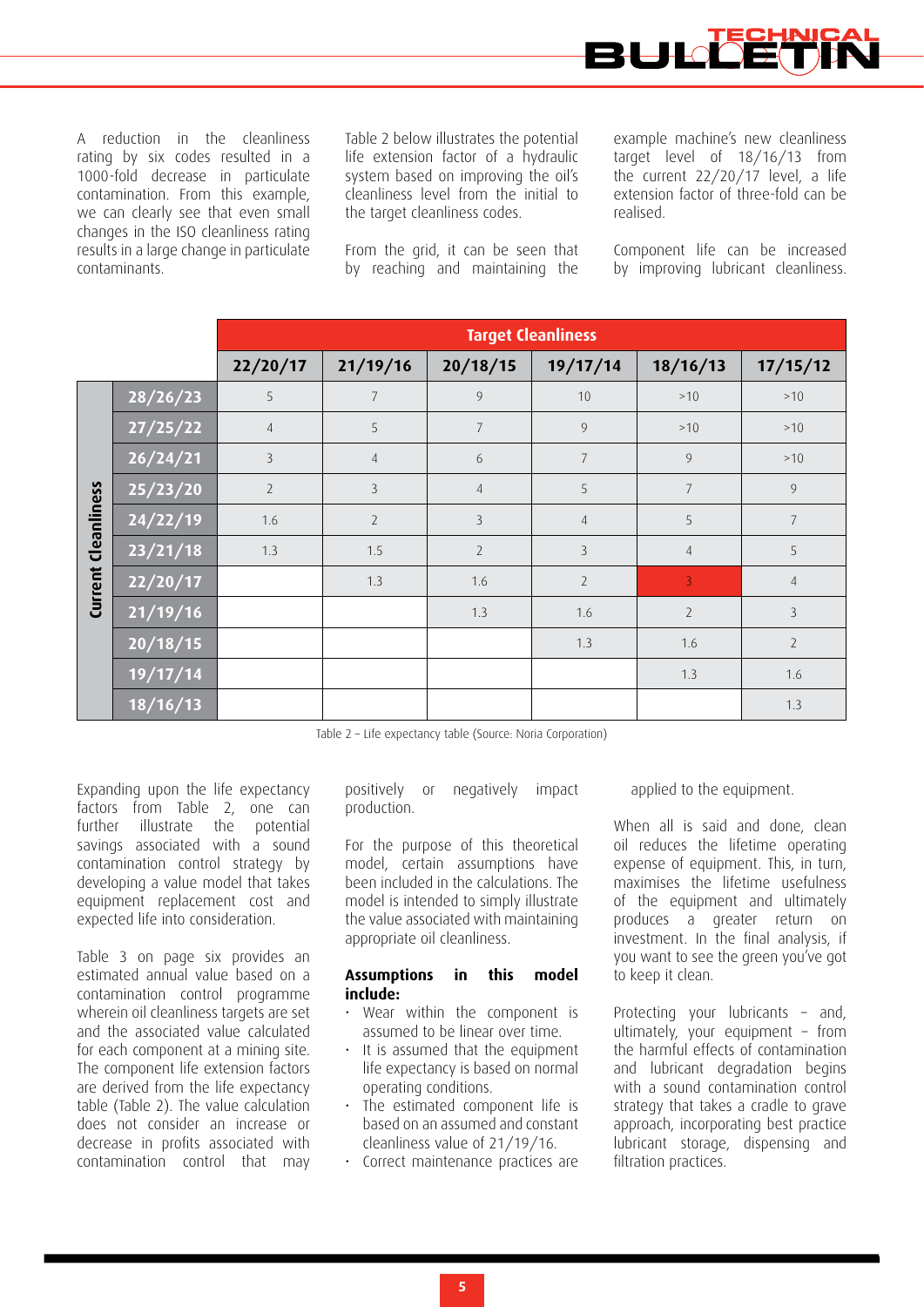A reduction in the cleanliness rating by six codes resulted in a 1000-fold decrease in particulate contamination. From this example, we can clearly see that even small changes in the ISO cleanliness rating results in a large change in particulate contaminants.

Table 2 below illustrates the potential life extension factor of a hydraulic system based on improving the oil's cleanliness level from the initial to the target cleanliness codes.

From the grid, it can be seen that by reaching and maintaining the example machine's new cleanliness target level of 18/16/13 from the current 22/20/17 level, a life extension factor of three-fold can be realised.

Component life can be increased by improving lubricant cleanliness.

| | | Target Cleanliness | | | | | |
|---|---|---|---|---|---|---|---|
| | | 22/20/17 | 21/19/16 | 20/18/15 | 19/17/14 | 18/16/13 | 17/15/12 |
| Current Cleanliness | 28/26/23 | 5 | 7 | 9 | 10 | >10 | >10 |
| | 27/25/22 | 4 | 5 | 7 | 9 | >10 | >10 |
| | 26/24/21 | 3 | 4 | 6 | 7 | 9 | >10 |
| | 25/23/20 | 2 | 3 | 4 | 5 | 7 | 9 |
| | 24/22/19 | 1.6 | 2 | 3 | 4 | 5 | 7 |
| | 23/21/18 | 1.3 | 1.5 | 2 | 3 | 4 | 5 |
| | 22/20/17 | | 1.3 | 1.6 | 2 | 3 | 4 |
| | 21/19/16 | | | 1.3 | 1.6 | 2 | 3 |
| | 20/18/15 | | | | 1.3 | 1.6 | 2 |
| | 19/17/14 | | | | | 1.3 | 1.6 |
| | 18/16/13 | | | | | | 1.3 |

Table 2 – Life expectancy table (Source: Noria Corporation)

Expanding upon the life expectancy factors from Table 2, one can further illustrate the potential savings associated with a sound contamination control strategy by developing a value model that takes equipment replacement cost and expected life into consideration.

Table 3 on page six provides an estimated annual value based on a contamination control programme wherein oil cleanliness targets are set and the associated value calculated for each component at a mining site. The component life extension factors are derived from the life expectancy table (Table 2). The value calculation does not consider an increase or decrease in profits associated with contamination control that may positively or negatively impact production.

For the purpose of this theoretical model, certain assumptions have been included in the calculations. The model is intended to simply illustrate the value associated with maintaining appropriate oil cleanliness.

**Assumptions in this model include:**

- Wear within the component is assumed to be linear over time.
- It is assumed that the equipment life expectancy is based on normal operating conditions.
- The estimated component life is based on an assumed and constant cleanliness value of 21/19/16.
- Correct maintenance practices are applied to the equipment.

When all is said and done, clean oil reduces the lifetime operating expense of equipment. This, in turn, maximises the lifetime usefulness of the equipment and ultimately produces a greater return on investment. In the final analysis, if you want to see the green you've got to keep it clean.

Protecting your lubricants – and, ultimately, your equipment – from the harmful effects of contamination and lubricant degradation begins with a sound contamination control strategy that takes a cradle to grave approach, incorporating best practice lubricant storage, dispensing and filtration practices.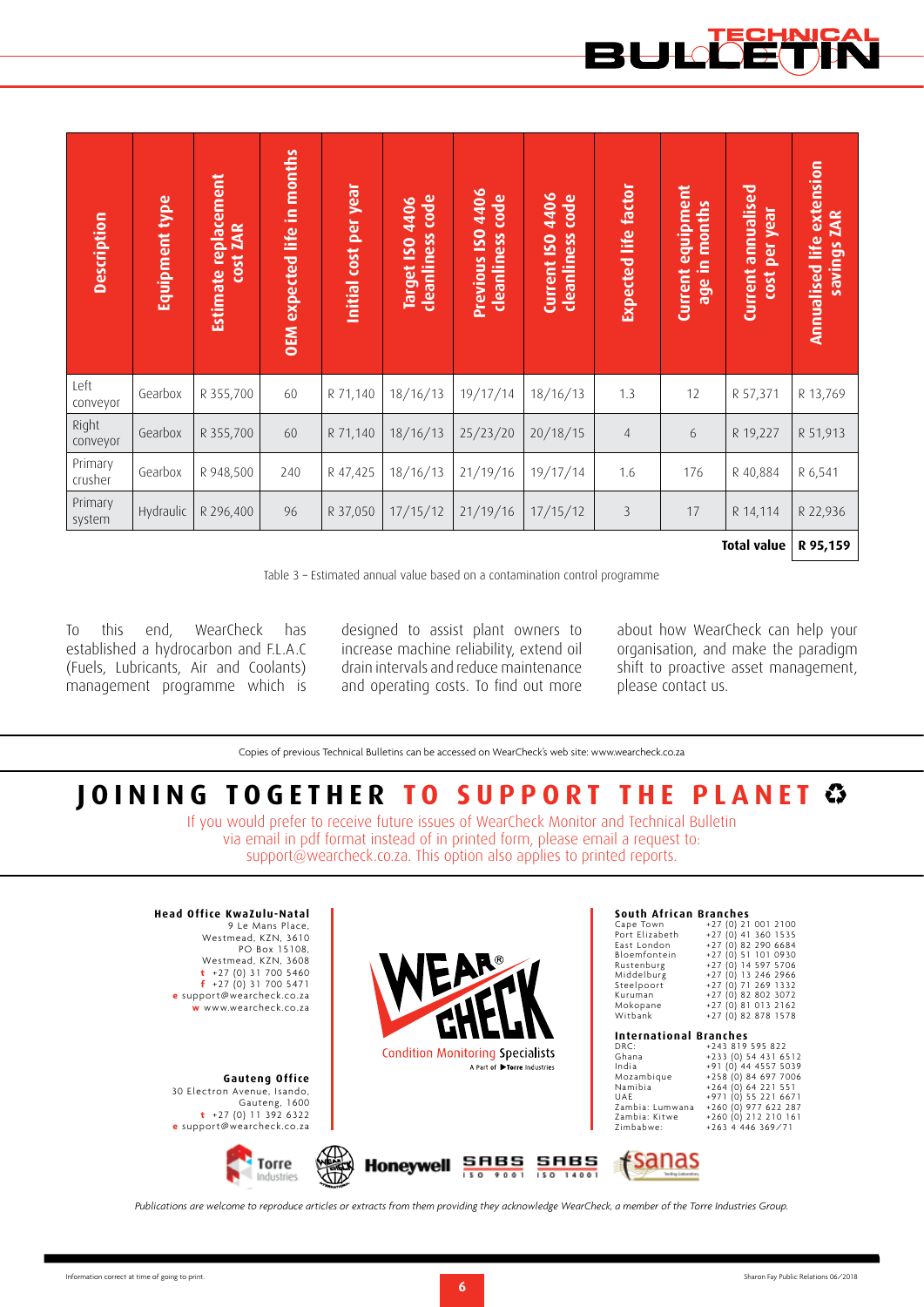| Description | Equipment type | Estimate replacement cost ZAR | OEM expected life in months | Initial cost per year | Target ISO 4406 cleanliness code | Previous ISO 4406 cleanliness code | Current ISO 4406 cleanliness code | Expected life factor | Current equipment age in months | Current annualised cost per year | Annualised life extension savings ZAR |
|---|---|---|---|---|---|---|---|---|---|---|---|
| Left conveyor | Gearbox | R 355,700 | 60 | R 71,140 | 18/16/13 | 19/17/14 | 18/16/13 | 1.3 | 12 | R 57,371 | R 13,769 |
| Right conveyor | Gearbox | R 355,700 | 60 | R 71,140 | 18/16/13 | 25/23/20 | 20/18/15 | 4 | 6 | R 19,227 | R 51,913 |
| Primary crusher | Gearbox | R 948,500 | 240 | R 47,425 | 18/16/13 | 21/19/16 | 19/17/14 | 1.6 | 176 | R 40,884 | R 6,541 |
| Primary system | Hydraulic | R 296,400 | 96 | R 37,050 | 17/15/12 | 21/19/16 | 17/15/12 | 3 | 17 | R 14,114 | R 22,936 |
| | | | | | | | | | | **Total value** | **R 95,159** |

Table 3 – Estimated annual value based on a contamination control programme

To this end, WearCheck has established a hydrocarbon and F.L.A.C (Fuels, Lubricants, Air and Coolants) management programme which is designed to assist plant owners to increase machine reliability, extend oil drain intervals and reduce maintenance and operating costs. To find out more about how WearCheck can help your organisation, and make the paradigm shift to proactive asset management, please contact us.

Copies of previous Technical Bulletins can be accessed on WearCheck's web site: www.wearcheck.co.za

## JOINING TOGETHER TO SUPPORT THE PLANET ♻

If you would prefer to receive future issues of WearCheck Monitor and Technical Bulletin via email in pdf format instead of in printed form, please email a request to: support@wearcheck.co.za. This option also applies to printed reports.

**Head Office KwaZulu-Natal**
9 Le Mans Place,
Westmead, KZN, 3610
PO Box 15108,
Westmead, KZN, 3608
t +27 (0) 31 700 5460
f +27 (0) 31 700 5471
e support@wearcheck.co.za
w www.wearcheck.co.za

**Gauteng Office**
30 Electron Avenue, Isando,
Gauteng, 1600
t +27 (0) 11 392 6322
e support@wearcheck.co.za

WEARCHECK
Condition Monitoring Specialists
A Part of Torre Industries

**South African Branches**

| | |
|---|---|
| Cape Town | +27 (0) 21 001 2100 |
| Port Elizabeth | +27 (0) 41 360 1535 |
| East London | +27 (0) 82 290 6684 |
| Bloemfontein | +27 (0) 51 101 0930 |
| Rustenburg | +27 (0) 14 597 5706 |
| Middelburg | +27 (0) 13 246 2966 |
| Steelpoort | +27 (0) 71 269 1332 |
| Kuruman | +27 (0) 82 802 3072 |
| Mokopane | +27 (0) 81 013 2162 |
| Witbank | +27 (0) 82 878 1578 |

**International Branches**

| | |
|---|---|
| DRC: | +243 819 595 822 |
| Ghana | +233 (0) 54 431 6512 |
| India | +91 (0) 44 4557 5039 |
| Mozambique | +258 (0) 84 697 7006 |
| Namibia | +264 (0) 64 221 551 |
| UAE | +971 (0) 55 221 6671 |
| Zambia: Lumwana | +260 (0) 977 622 287 |
| Zambia: Kitwe | +260 (0) 212 210 161 |
| Zimbabwe: | +263 4 446 369/71 |

Torre Industries · Honeywell · SABS ISO 9001 · SABS ISO 14001 · sanas

*Publications are welcome to reproduce articles or extracts from them providing they acknowledge WearCheck, a member of the Torre Industries Group.*

Information correct at time of going to print.

Sharon Fay Public Relations 06/2018